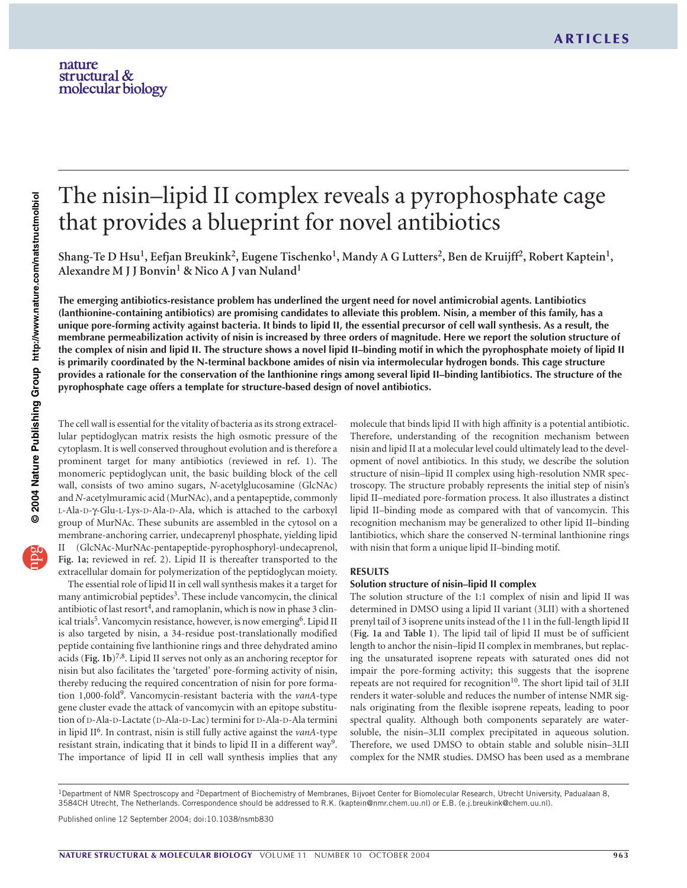# The nisin–lipid II complex reveals a pyrophosphate cage that provides a blueprint for novel antibiotics

Shang-Te D Hsu[1], Eefjan Breukink[2], Eugene Tischenko[1], Mandy A G Lutters[2], Ben de Kruijff[2], Robert Kaptein[1], Alexandre M J J Bonvin[1] & Nico A J van Nuland[1]

**The emerging antibiotics-resistance problem has underlined the urgent need for novel antimicrobial agents. Lantibiotics (lanthionine-containing antibiotics) are promising candidates to alleviate this problem. Nisin, a member of this family, has a unique pore-forming activity against bacteria. It binds to lipid II, the essential precursor of cell wall synthesis. As a result, the membrane permeabilization activity of nisin is increased by three orders of magnitude. Here we report the solution structure of the complex of nisin and lipid II. The structure shows a novel lipid II–binding motif in which the pyrophosphate moiety of lipid II is primarily coordinated by the N-terminal backbone amides of nisin via intermolecular hydrogen bonds. This cage structure provides a rationale for the conservation of the lanthionine rings among several lipid II–binding lantibiotics. The structure of the pyrophosphate cage offers a template for structure-based design of novel antibiotics.**

The cell wall is essential for the vitality of bacteria as its strong extracellular peptidoglycan matrix resists the high osmotic pressure of the cytoplasm. It is well conserved throughout evolution and is therefore a prominent target for many antibiotics (reviewed in ref. 1). The monomeric peptidoglycan unit, the basic building block of the cell wall, consists of two amino sugars, *N*-acetylglucosamine (GlcNAc) and *N*-acetylmuramic acid (MurNAc), and a pentapeptide, commonly L-Ala-D-γ-Glu-L-Lys-D-Ala-D-Ala, which is attached to the carboxyl group of MurNAc. These subunits are assembled in the cytosol on a membrane-anchoring carrier, undecaprenyl phosphate, yielding lipid II (GlcNAc-MurNAc-pentapeptide-pyrophosphoryl-undecaprenol, **Fig. 1a**; reviewed in ref. 2). Lipid II is thereafter transported to the extracellular domain for polymerization of the peptidoglycan moiety.

The essential role of lipid II in cell wall synthesis makes it a target for many antimicrobial peptides[3]. These include vancomycin, the clinical antibiotic of last resort[4], and ramoplanin, which is now in phase 3 clinical trials[5]. Vancomycin resistance, however, is now emerging[6]. Lipid II is also targeted by nisin, a 34-residue post-translationally modified peptide containing five lanthionine rings and three dehydrated amino acids (**Fig. 1b**)[7,8]. Lipid II serves not only as an anchoring receptor for nisin but also facilitates the 'targeted' pore-forming activity of nisin, thereby reducing the required concentration of nisin for pore formation 1,000-fold[9]. Vancomycin-resistant bacteria with the *vanA*-type gene cluster evade the attack of vancomycin with an epitope substitution of D-Ala-D-Lactate (D-Ala-D-Lac) termini for D-Ala-D-Ala termini in lipid II[6]. In contrast, nisin is still fully active against the *vanA*-type resistant strain, indicating that it binds to lipid II in a different way[9]. The importance of lipid II in cell wall synthesis implies that any molecule that binds lipid II with high affinity is a potential antibiotic. Therefore, understanding of the recognition mechanism between nisin and lipid II at a molecular level could ultimately lead to the development of novel antibiotics. In this study, we describe the solution structure of nisin–lipid II complex using high-resolution NMR spectroscopy. The structure probably represents the initial step of nisin's lipid II–mediated pore-formation process. It also illustrates a distinct lipid II–binding mode as compared with that of vancomycin. This recognition mechanism may be generalized to other lipid II–binding lantibiotics, which share the conserved N-terminal lanthionine rings with nisin that form a unique lipid II–binding motif.

## RESULTS

### Solution structure of nisin–lipid II complex

The solution structure of the 1:1 complex of nisin and lipid II was determined in DMSO using a lipid II variant (3LII) with a shortened prenyl tail of 3 isoprene units instead of the 11 in the full-length lipid II (**Fig. 1a** and **Table 1**). The lipid tail of lipid II must be of sufficient length to anchor the nisin–lipid II complex in membranes, but replacing the unsaturated isoprene repeats with saturated ones did not impair the pore-forming activity; this suggests that the isoprene repeats are not required for recognition[10]. The short lipid tail of 3LII renders it water-soluble and reduces the number of intense NMR signals originating from the flexible isoprene repeats, leading to poor spectral quality. Although both components separately are water-soluble, the nisin–3LII complex precipitated in aqueous solution. Therefore, we used DMSO to obtain stable and soluble nisin–3LII complex for the NMR studies. DMSO has been used as a membrane

[1]Department of NMR Spectroscopy and [2]Department of Biochemistry of Membranes, Bijvoet Center for Biomolecular Research, Utrecht University, Padualaan 8, 3584CH Utrecht, The Netherlands. Correspondence should be addressed to R.K. (kaptein@nmr.chem.uu.nl) or E.B. (e.j.breukink@chem.uu.nl).

Published online 12 September 2004; doi:10.1038/nsmb830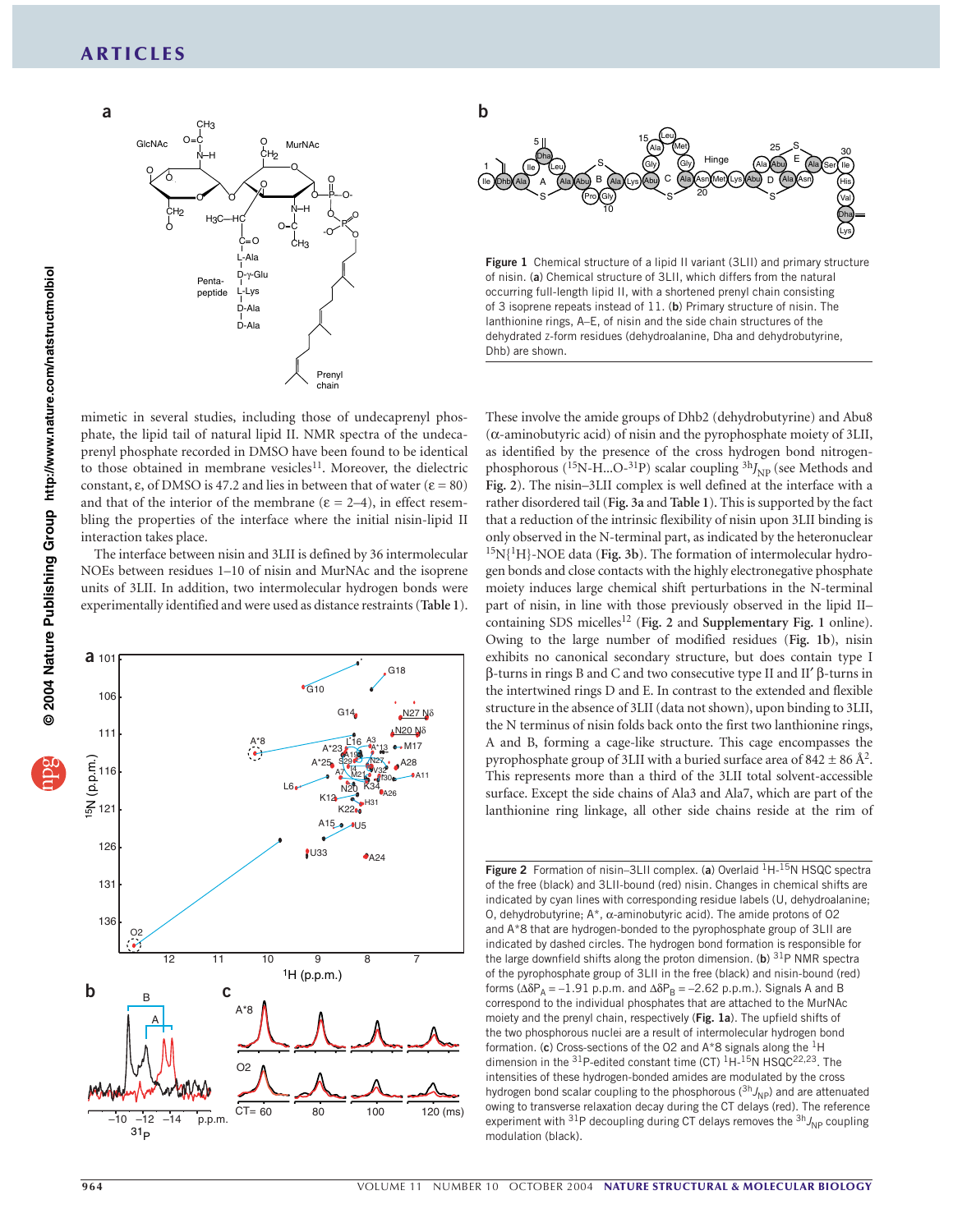mimetic in several studies, including those of undecaprenyl phosphate, the lipid tail of natural lipid II. NMR spectra of the undecaprenyl phosphate recorded in DMSO have been found to be identical to those obtained in membrane vesicles[11]. Moreover, the dielectric constant, ε, of DMSO is 47.2 and lies in between that of water (ε = 80) and that of the interior of the membrane (ε = 2–4), in effect resembling the properties of the interface where the initial nisin-lipid II interaction takes place.

The interface between nisin and 3LII is defined by 36 intermolecular NOEs between residues 1–10 of nisin and MurNAc and the isoprene units of 3LII. In addition, two intermolecular hydrogen bonds were experimentally identified and were used as distance restraints (Table 1). These involve the amide groups of Dhb2 (dehydrobutyrine) and Abu8 (α-aminobutyric acid) of nisin and the pyrophosphate moiety of 3LII, as identified by the presence of the cross hydrogen bond nitrogen-phosphorous ($^{15}$N-H...O-$^{31}$P) scalar coupling $^{3h}J_{NP}$ (see Methods and Fig. 2). The nisin–3LII complex is well defined at the interface with a rather disordered tail (Fig. 3a and Table 1). This is supported by the fact that a reduction of the intrinsic flexibility of nisin upon 3LII binding is only observed in the N-terminal part, as indicated by the heteronuclear $^{15}$N{$^{1}$H}-NOE data (Fig. 3b). The formation of intermolecular hydrogen bonds and close contacts with the highly electronegative phosphate moiety induces large chemical shift perturbations in the N-terminal part of nisin, in line with those previously observed in the lipid II–containing SDS micelles[12] (Fig. 2 and Supplementary Fig. 1 online). Owing to the large number of modified residues (Fig. 1b), nisin exhibits no canonical secondary structure, but does contain type I β-turns in rings B and C and two consecutive type II and II′ β-turns in the intertwined rings D and E. In contrast to the extended and flexible structure in the absence of 3LII (data not shown), upon binding to 3LII, the N terminus of nisin folds back onto the first two lanthionine rings, A and B, forming a cage-like structure. This cage encompasses the pyrophosphate group of 3LII with a buried surface area of 842 ± 86 Å$^2$. This represents more than a third of the 3LII total solvent-accessible surface. Except the side chains of Ala3 and Ala7, which are part of the lanthionine ring linkage, all other side chains reside at the rim of

**Figure 1** Chemical structure of a lipid II variant (3LII) and primary structure of nisin. (**a**) Chemical structure of 3LII, which differs from the natural occurring full-length lipid II, with a shortened prenyl chain consisting of 3 isoprene repeats instead of 11. (**b**) Primary structure of nisin. The lanthionine rings, A–E, of nisin and the side chain structures of the dehydrated z-form residues (dehydroalanine, Dha and dehydrobutyrine, Dhb) are shown.

**Figure 2** Formation of nisin–3LII complex. (**a**) Overlaid $^{1}$H-$^{15}$N HSQC spectra of the free (black) and 3LII-bound (red) nisin. Changes in chemical shifts are indicated by cyan lines with corresponding residue labels (U, dehydroalanine; O, dehydrobutyrine; A*, α-aminobutyric acid). The amide protons of O2 and A*8 that are hydrogen-bonded to the pyrophosphate group of 3LII are indicated by dashed circles. The hydrogen bond formation is responsible for the large downfield shifts along the proton dimension. (**b**) $^{31}$P NMR spectra of the pyrophosphate group of 3LII in the free (black) and nisin-bound (red) forms ($\Delta\delta P_A = -1.91$ p.p.m. and $\Delta\delta P_B = -2.62$ p.p.m.). Signals A and B correspond to the individual phosphates that are attached to the MurNAc moiety and the prenyl chain, respectively (Fig. 1a). The upfield shifts of the two phosphorous nuclei are a result of intermolecular hydrogen bond formation. (**c**) Cross-sections of the O2 and A*8 signals along the $^{1}$H dimension in the $^{31}$P-edited constant time (CT) $^{1}$H-$^{15}$N HSQC[22,23]. The intensities of these hydrogen-bonded amides are modulated by the cross hydrogen bond scalar coupling to the phosphorous ($^{3h}J_{NP}$) and are attenuated owing to transverse relaxation decay during the CT delays (red). The reference experiment with $^{31}$P decoupling during CT delays removes the $^{3h}J_{NP}$ coupling modulation (black).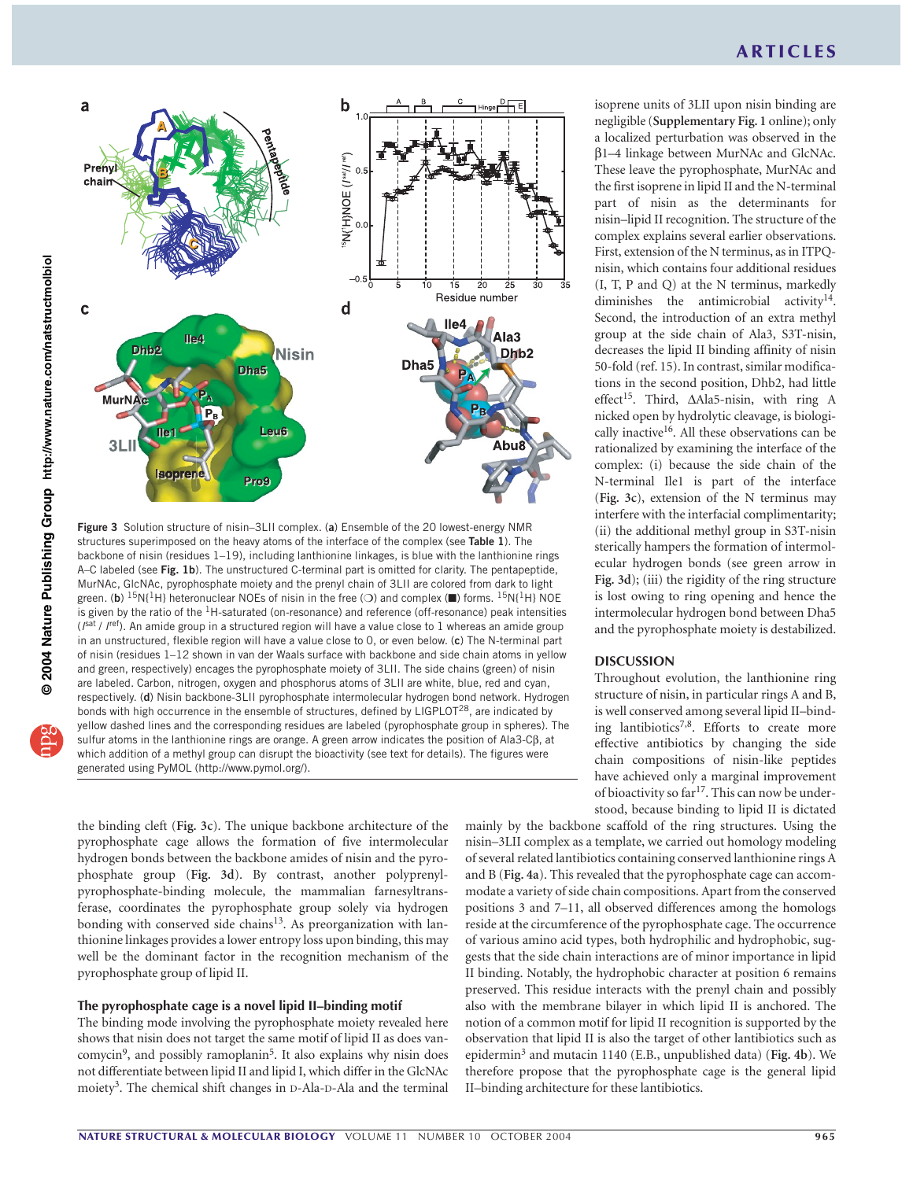Figure 3 Solution structure of nisin–3LII complex. (**a**) Ensemble of the 20 lowest-energy NMR structures superimposed on the heavy atoms of the interface of the complex (see **Table 1**). The backbone of nisin (residues 1–19), including lanthionine linkages, is blue with the lanthionine rings A–C labeled (see **Fig. 1b**). The unstructured C-terminal part is omitted for clarity. The pentapeptide, MurNAc, GlcNAc, pyrophosphate moiety and the prenyl chain of 3LII are colored from dark to light green. (**b**) $^{15}N\{^{1}H\}$ heteronuclear NOEs of nisin in the free (❍) and complex (■) forms. $^{15}N\{^{1}H\}$ NOE is given by the ratio of the $^{1}H$-saturated (on-resonance) and reference (off-resonance) peak intensities ($I^{sat}$ / $I^{ref}$). An amide group in a structured region will have a value close to 1 whereas an amide group in an unstructured, flexible region will have a value close to 0, or even below. (**c**) The N-terminal part of nisin (residues 1–12 shown in van der Waals surface with backbone and side chain atoms in yellow and green, respectively) encages the pyrophosphate moiety of 3LII. The side chains (green) of nisin are labeled. Carbon, nitrogen, oxygen and phosphorus atoms of 3LII are white, blue, red and cyan, respectively. (**d**) Nisin backbone-3LII pyrophosphate intermolecular hydrogen bond network. Hydrogen bonds with high occurrence in the ensemble of structures, defined by LIGPLOT[28], are indicated by yellow dashed lines and the corresponding residues are labeled (pyrophosphate group in spheres). The sulfur atoms in the lanthionine rings are orange. A green arrow indicates the position of Ala3-Cβ, at which addition of a methyl group can disrupt the bioactivity (see text for details). The figures were generated using PyMOL (http://www.pymol.org/).

the binding cleft (**Fig. 3c**). The unique backbone architecture of the pyrophosphate cage allows the formation of five intermolecular hydrogen bonds between the backbone amides of nisin and the pyrophosphate group (**Fig. 3d**). By contrast, another polyprenylpyrophosphate-binding molecule, the mammalian farnesyltransferase, coordinates the pyrophosphate group solely via hydrogen bonding with conserved side chains[13]. As preorganization with lanthionine linkages provides a lower entropy loss upon binding, this may well be the dominant factor in the recognition mechanism of the pyrophosphate group of lipid II.

### The pyrophosphate cage is a novel lipid II–binding motif

The binding mode involving the pyrophosphate moiety revealed here shows that nisin does not target the same motif of lipid II as does vancomycin[9], and possibly ramoplanin[5]. It also explains why nisin does not differentiate between lipid II and lipid I, which differ in the GlcNAc moiety[3]. The chemical shift changes in D-Ala-D-Ala and the terminal isoprene units of 3LII upon nisin binding are negligible (**Supplementary Fig. 1** online); only a localized perturbation was observed in the β1–4 linkage between MurNAc and GlcNAc. These leave the pyrophosphate, MurNAc and the first isoprene in lipid II and the N-terminal part of nisin as the determinants for nisin–lipid II recognition. The structure of the complex explains several earlier observations. First, extension of the N terminus, as in ITPQ-nisin, which contains four additional residues (I, T, P and Q) at the N terminus, markedly diminishes the antimicrobial activity[14]. Second, the introduction of an extra methyl group at the side chain of Ala3, S3T-nisin, decreases the lipid II binding affinity of nisin 50-fold (ref. 15). In contrast, similar modifications in the second position, Dhb2, had little effect[15]. Third, ΔAla5-nisin, with ring A nicked open by hydrolytic cleavage, is biologically inactive[16]. All these observations can be rationalized by examining the interface of the complex: (i) because the side chain of the N-terminal Ile1 is part of the interface (**Fig. 3c**), extension of the N terminus may interfere with the interfacial complimentarity; (ii) the additional methyl group in S3T-nisin sterically hampers the formation of intermolecular hydrogen bonds (see green arrow in **Fig. 3d**); (iii) the rigidity of the ring structure is lost owing to ring opening and hence the intermolecular hydrogen bond between Dha5 and the pyrophosphate moiety is destabilized.

## DISCUSSION

Throughout evolution, the lanthionine ring structure of nisin, in particular rings A and B, is well conserved among several lipid II–binding lantibiotics[7,8]. Efforts to create more effective antibiotics by changing the side chain compositions of nisin-like peptides have achieved only a marginal improvement of bioactivity so far[17]. This can now be understood, because binding to lipid II is dictated mainly by the backbone scaffold of the ring structures. Using the nisin–3LII complex as a template, we carried out homology modeling of several related lantibiotics containing conserved lanthionine rings A and B (**Fig. 4a**). This revealed that the pyrophosphate cage can accommodate a variety of side chain compositions. Apart from the conserved positions 3 and 7–11, all observed differences among the homologs reside at the circumference of the pyrophosphate cage. The occurrence of various amino acid types, both hydrophilic and hydrophobic, suggests that the side chain interactions are of minor importance in lipid II binding. Notably, the hydrophobic character at position 6 remains preserved. This residue interacts with the prenyl chain and possibly also with the membrane bilayer in which lipid II is anchored. The notion of a common motif for lipid II recognition is supported by the observation that lipid II is also the target of other lantibiotics such as epidermin[3] and mutacin 1140 (E.B., unpublished data) (**Fig. 4b**). We therefore propose that the pyrophosphate cage is the general lipid II–binding architecture for these lantibiotics.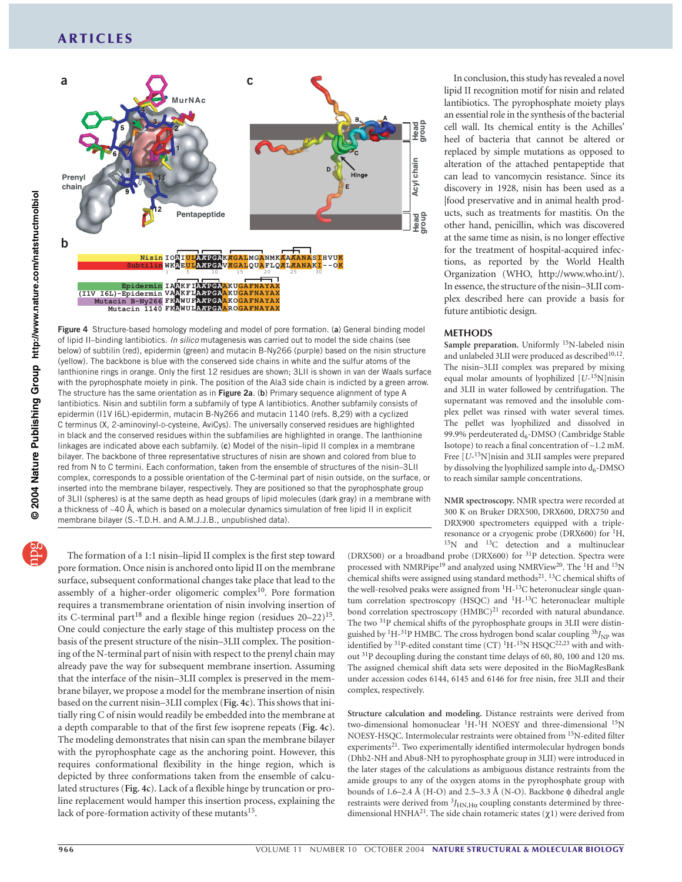Figure 4 Structure-based homology modeling and model of pore formation. (**a**) General binding model of lipid II–binding lantibiotics. *In silico* mutagenesis was carried out to model the side chains (see below) of subtilin (red), epidermin (green) and mutacin B-Ny266 (purple) based on the nisin structure (yellow). The backbone is blue with the conserved side chains in white and the sulfur atoms of the lanthionine rings in orange. Only the first 12 residues are shown; 3LII is shown in van der Waals surface with the pyrophosphate moiety in pink. The Ala3 side chain is indicated by a green arrow. The structure has the same orientation as in **Figure 2a**. (**b**) Primary sequence alignment of type A lantibiotics. Nisin and subtilin form a subfamily of type A lantibiotics. Another subfamily consists of epidermin (I1V I6L)-epidermin, mutacin B-Ny266 and mutacin 1140 (refs. 8,29) with a cyclized C terminus (X, 2-aminovinyl-D-cysteine, AviCys). The universally conserved residues are highlighted in black and the conserved residues within the subfamilies are highlighted in orange. The lanthionine linkages are indicated above each subfamily. (**c**) Model of the nisin–lipid II complex in a membrane bilayer. The backbone of three representative structures of nisin are shown and colored from blue to red from N to C termini. Each conformation, taken from the ensemble of structures of the nisin–3LII complex, corresponds to a possible orientation of the C-terminal part of nisin outside, on the surface, or inserted into the membrane bilayer, respectively. They are positioned so that the pyrophosphate group of 3LII (spheres) is at the same depth as head groups of lipid molecules (dark gray) in a membrane with a thickness of ~40 Å, which is based on a molecular dynamics simulation of free lipid II in explicit membrane bilayer (S.-T.D.H. and A.M.J.J.B., unpublished data).

The formation of a 1:1 nisin–lipid II complex is the first step toward pore formation. Once nisin is anchored onto lipid II on the membrane surface, subsequent conformational changes take place that lead to the assembly of a higher-order oligomeric complex[10]. Pore formation requires a transmembrane orientation of nisin involving insertion of its C-terminal part[18] and a flexible hinge region (residues 20–22)[15]. One could conjecture the early stage of this multistep process on the basis of the present structure of the nisin–3LII complex. The positioning of the N-terminal part of nisin with respect to the prenyl chain may already pave the way for subsequent membrane insertion. Assuming that the interface of the nisin–3LII complex is preserved in the membrane bilayer, we propose a model for the membrane insertion of nisin based on the current nisin–3LII complex (**Fig. 4c**). This shows that initially ring C of nisin would readily be embedded into the membrane at a depth comparable to that of the first few isoprene repeats (**Fig. 4c**). The modeling demonstrates that nisin can span the membrane bilayer with the pyrophosphate cage as the anchoring point. However, this requires conformational flexibility in the hinge region, which is depicted by three conformations taken from the ensemble of calculated structures (**Fig. 4c**). Lack of a flexible hinge by truncation or proline replacement would hamper this insertion process, explaining the lack of pore-formation activity of these mutants[15].

In conclusion, this study has revealed a novel lipid II recognition motif for nisin and related lantibiotics. The pyrophosphate moiety plays an essential role in the synthesis of the bacterial cell wall. Its chemical entity is the Achilles' heel of bacteria that cannot be altered or replaced by simple mutations as opposed to alteration of the attached pentapeptide that can lead to vancomycin resistance. Since its discovery in 1928, nisin has been used as a food preservative and in animal health products, such as treatments for mastitis. On the other hand, penicillin, which was discovered at the same time as nisin, is no longer effective for the treatment of hospital-acquired infections, as reported by the World Health Organization (WHO, http://www.who.int/). In essence, the structure of the nisin–3LII complex described here can provide a basis for future antibiotic design.

## METHODS

**Sample preparation.** Uniformly $^{15}$N-labeled nisin and unlabeled 3LII were produced as described[10,12]. The nisin–3LII complex was prepared by mixing equal molar amounts of lyophilized [$U$-$^{15}$N]nisin and 3LII in water followed by centrifugation. The supernatant was removed and the insoluble complex pellet was rinsed with water several times. The pellet was lyophilized and dissolved in 99.9% perdeuterated $d_6$-DMSO (Cambridge Stable Isotope) to reach a final concentration of ~1.2 mM. Free [$U$-$^{15}$N]nisin and 3LII samples were prepared by dissolving the lyophilized sample into $d_6$-DMSO to reach similar sample concentrations.

**NMR spectroscopy.** NMR spectra were recorded at 300 K on Bruker DRX500, DRX600, DRX750 and DRX900 spectrometers equipped with a triple-resonance or a cryogenic probe (DRX600) for $^1$H, $^{15}$N and $^{13}$C detection and a multinuclear (DRX500) or a broadband probe (DRX600) for $^{31}$P detection. Spectra were processed with NMRPipe[19] and analyzed using NMRView[20]. The $^1$H and $^{15}$N chemical shifts were assigned using standard methods[21]. $^{13}$C chemical shifts of the well-resolved peaks were assigned from $^1$H-$^{13}$C heteronuclear single quantum correlation spectroscopy (HSQC) and $^1$H-$^{13}$C heteronuclear multiple bond correlation spectroscopy (HMBC)[21] recorded with natural abundance. The two $^{31}$P chemical shifts of the pyrophosphate groups in 3LII were distinguished by $^1$H-$^{31}$P HMBC. The cross hydrogen bond scalar coupling $^{3h}J_{NP}$ was identified by $^{31}$P-edited constant time (CT) $^1$H-$^{15}$N HSQC[22,23] with and without $^{31}$P decoupling during the constant time delays of 60, 80, 100 and 120 ms. The assigned chemical shift data sets were deposited in the BioMagResBank under accession codes 6144, 6145 and 6146 for free nisin, free 3LII and their complex, respectively.

**Structure calculation and modeling.** Distance restraints were derived from two-dimensional homonuclear $^1$H-$^1$H NOESY and three-dimensional $^{15}$N NOESY-HSQC. Intermolecular restraints were obtained from $^{15}$N-edited filter experiments[21]. Two experimentally identified intermolecular hydrogen bonds (Dhb2-NH and Abu8-NH to pyrophosphate group in 3LII) were introduced in the later stages of the calculations as ambiguous distance restraints from the amide groups to any of the oxygen atoms in the pyrophosphate group with bounds of 1.6–2.4 Å (H-O) and 2.5–3.3 Å (N-O). Backbone $\phi$ dihedral angle restraints were derived from $^3J_{HN,H\alpha}$ coupling constants determined by three-dimensional HNHA[21]. The side chain rotameric states ($\chi$1) were derived from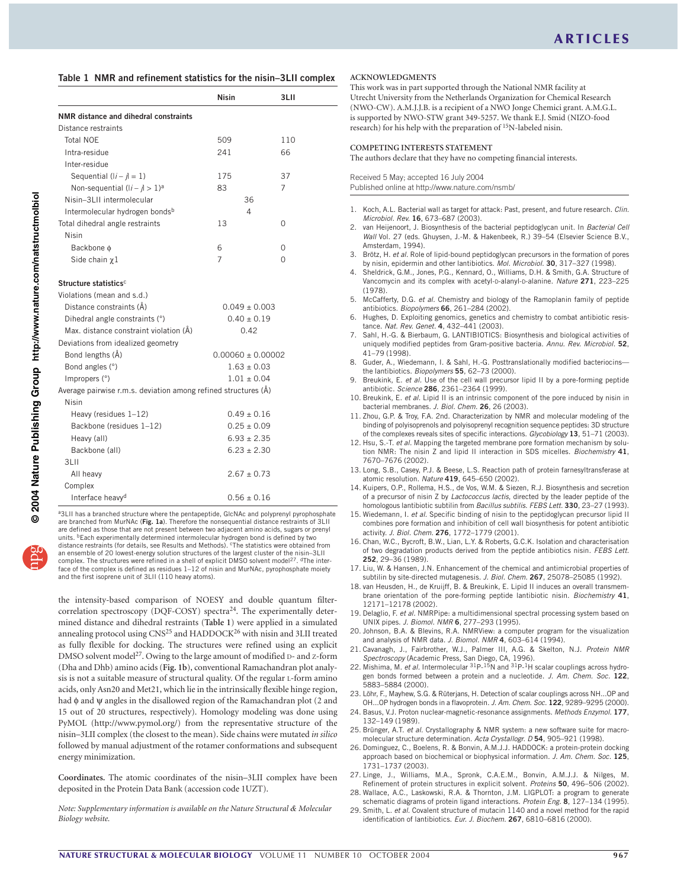**Table 1 NMR and refinement statistics for the nisin–3LII complex**

| | Nisin | 3LII |
|---|---|---|
| **NMR distance and dihedral constraints** | | |
| Distance restraints | | |
| Total NOE | 509 | 110 |
| Intra-residue | 241 | 66 |
| Inter-residue | | |
| Sequential ($\|i - j\| = 1$) | 175 | 37 |
| Non-sequential ($\|i - j\| > 1$)[a] | 83 | 7 |
| Nisin–3LII intermolecular | 36 | |
| Intermolecular hydrogen bonds[b] | 4 | |
| Total dihedral angle restraints | 13 | 0 |
| Nisin | | |
| Backbone $\phi$ | 6 | 0 |
| Side chain $\chi 1$ | 7 | 0 |
| **Structure statistics**[c] | | |
| Violations (mean and s.d.) | | |
| Distance constraints (Å) | 0.049 ± 0.003 | |
| Dihedral angle constraints (°) | 0.40 ± 0.19 | |
| Max. distance constraint violation (Å) | 0.42 | |
| Deviations from idealized geometry | | |
| Bond lengths (Å) | 0.00060 ± 0.00002 | |
| Bond angles (°) | 1.63 ± 0.03 | |
| Impropers (°) | 1.01 ± 0.04 | |
| Average pairwise r.m.s. deviation among refined structures (Å) | | |
| Nisin | | |
| Heavy (residues 1–12) | 0.49 ± 0.16 | |
| Backbone (residues 1–12) | 0.25 ± 0.09 | |
| Heavy (all) | 6.93 ± 2.35 | |
| Backbone (all) | 6.23 ± 2.30 | |
| 3LII | | |
| All heavy | 2.67 ± 0.73 | |
| Complex | | |
| Interface heavy[d] | 0.56 ± 0.16 | |

[a]3LII has a branched structure where the pentapeptide, GlcNAc and polyprenyl pyrophosphate are branched from MurNAc (**Fig. 1a**). Therefore the nonsequential distance restraints of 3LII are defined as those that are not present between two adjacent amino acids, sugars or prenyl units. [b]Each experimentally determined intermolecular hydrogen bond is defined by two distance restraints (for details, see Results and Methods). [c]The statistics were obtained from an ensemble of 20 lowest-energy solution structures of the largest cluster of the nisin–3LII complex. The structures were refined in a shell of explicit DMSO solvent model[27]. [d]The interface of the complex is defined as residues 1–12 of nisin and MurNAc, pyrophosphate moiety and the first isoprene unit of 3LII (110 heavy atoms).

the intensity-based comparison of NOESY and double quantum filter-correlation spectroscopy (DQF-COSY) spectra[24]. The experimentally determined distance and dihedral restraints (**Table 1**) were applied in a simulated annealing protocol using CNS[25] and HADDOCK[26] with nisin and 3LII treated as fully flexible for docking. The structures were refined using an explicit DMSO solvent model[27]. Owing to the large amount of modified D- and Z-form (Dha and Dhb) amino acids (**Fig. 1b**), conventional Ramachandran plot analysis is not a suitable measure of structural quality. Of the regular L-form amino acids, only Asn20 and Met21, which lie in the intrinsically flexible hinge region, had $\phi$ and $\psi$ angles in the disallowed region of the Ramachandran plot (2 and 15 out of 20 structures, respectively). Homology modeling was done using PyMOL (http://www.pymol.org/) from the representative structure of the nisin–3LII complex (the closest to the mean). Side chains were mutated *in silico* followed by manual adjustment of the rotamer conformations and subsequent energy minimization.

**Coordinates.** The atomic coordinates of the nisin–3LII complex have been deposited in the Protein Data Bank (accession code 1UZT).

*Note: Supplementary information is available on the Nature Structural & Molecular Biology website.*

## ACKNOWLEDGMENTS

This work was in part supported through the National NMR facility at Utrecht University from the Netherlands Organization for Chemical Research (NWO-CW). A.M.J.J.B. is a recipient of a NWO Jonge Chemici grant. A.M.G.L. is supported by NWO-STW grant 349-5257. We thank E.J. Smid (NIZO-food research) for his help with the preparation of $^{15}N$-labeled nisin.

## COMPETING INTERESTS STATEMENT

The authors declare that they have no competing financial interests.

Received 5 May; accepted 16 July 2004
Published online at http://www.nature.com/nsmb/

1. Koch, A.L. Bacterial wall as target for attack: Past, present, and future research. *Clin. Microbiol. Rev.* **16**, 673–687 (2003).
2. van Heijenoort, J. Biosynthesis of the bacterial peptidoglycan unit. In *Bacterial Cell Wall* Vol. 27 (eds. Ghuysen, J.-M. & Hakenbeek, R.) 39–54 (Elsevier Science B.V., Amsterdam, 1994).
3. Brötz, H. *et al.* Role of lipid-bound peptidoglycan precursors in the formation of pores by nisin, epidermin and other lantibiotics. *Mol. Microbiol.* **30**, 317–327 (1998).
4. Sheldrick, G.M., Jones, P.G., Kennard, O., Williams, D.H. & Smith, G.A. Structure of Vancomycin and its complex with acetyl-D-alanyl-D-alanine. *Nature* **271**, 223–225 (1978).
5. McCafferty, D.G. *et al.* Chemistry and biology of the Ramoplanin family of peptide antibiotics. *Biopolymers* **66**, 261–284 (2002).
6. Hughes, D. Exploiting genomics, genetics and chemistry to combat antibiotic resistance. *Nat. Rev. Genet.* **4**, 432–441 (2003).
7. Sahl, H.-G. & Bierbaum, G. LANTIBIOTICS: Biosynthesis and biological activities of uniquely modified peptides from Gram-positive bacteria. *Annu. Rev. Microbiol.* **52**, 41–79 (1998).
8. Guder, A., Wiedemann, I. & Sahl, H.-G. Posttranslationally modified bacteriocins—the lantibiotics. *Biopolymers* **55**, 62–73 (2000).
9. Breukink, E. *et al.* Use of the cell wall precursor lipid II by a pore-forming peptide antibiotic. *Science* **286**, 2361–2364 (1999).
10. Breukink, E. *et al.* Lipid II is an intrinsic component of the pore induced by nisin in bacterial membranes. *J. Biol. Chem.* **26**, 26 (2003).
11. Zhou, G.P. & Troy, F.A. 2nd. Characterization by NMR and molecular modeling of the binding of polyisoprenols and polyisoprenyl recognition sequence peptides: 3D structure of the complexes reveals sites of specific interactions. *Glycobiology* **13**, 51–71 (2003).
12. Hsu, S.-T. *et al.* Mapping the targeted membrane pore formation mechanism by solution NMR: The nisin Z and lipid II interaction in SDS micelles. *Biochemistry* **41**, 7670–7676 (2002).
13. Long, S.B., Casey, P.J. & Beese, L.S. Reaction path of protein farnesyltransferase at atomic resolution. *Nature* **419**, 645–650 (2002).
14. Kuipers, O.P., Rollema, H.S., de Vos, W.M. & Siezen, R.J. Biosynthesis and secretion of a precursor of nisin Z by *Lactococcus lactis*, directed by the leader peptide of the homologous lantibiotic subtilin from *Bacillus subtilis*. *FEBS Lett.* **330**, 23–27 (1993).
15. Wiedemann, I. *et al.* Specific binding of nisin to the peptidoglycan precursor lipid II combines pore formation and inhibition of cell wall biosynthesis for potent antibiotic activity. *J. Biol. Chem.* **276**, 1772–1779 (2001).
16. Chan, W.C., Bycroft, B.W., Lian, L.Y. & Roberts, G.C.K. Isolation and characterisation of two degradation products derived from the peptide antibiotics nisin. *FEBS Lett.* **252**, 29–36 (1989).
17. Liu, W. & Hansen, J.N. Enhancement of the chemical and antimicrobial properties of subtilin by site-directed mutagenesis. *J. Biol. Chem.* **267**, 25078–25085 (1992).
18. van Heusden, H., de Kruijff, B. & Breukink, E. Lipid II induces an excellent transmembrane orientation of the pore-forming peptide lantibiotic nisin. *Biochemistry* **41**, 12171–12178 (2002).
19. Delaglio, F. *et al.* NMRPipe: a multidimensional spectral processing system based on UNIX pipes. *J. Biomol. NMR* **6**, 277–293 (1995).
20. Johnson, B.A. & Blevins, R.A. NMRView: a computer program for the visualization and analysis of NMR data. *J. Biomol. NMR* **4**, 603–614 (1994).
21. Cavanagh, J., Fairbrother, W.J., Palmer III, A.G. & Skelton, N.J. *Protein NMR Spectroscopy* (Academic Press, San Diego, CA, 1996).
22. Mishima, M. *et al.* Intermolecular $^{31}P$-$^{15}N$ and $^{31}P$-$^{1}H$ scalar couplings across hydrogen bonds formed between a protein and a nucleotide. *J. Am. Chem. Soc.* **122**, 5883–5884 (2000).
23. Löhr, F., Mayhew, S.G. & Rüterjans, H. Detection of scalar couplings across NH...OP and OH...OP hydrogen bonds in a flavoprotein. *J. Am. Chem. Soc.* **122**, 9289–9295 (2000).
24. Basus, V.J. Proton nuclear-magnetic-resonance assignments. *Methods Enzymol.* **177**, 132–149 (1989).
25. Brünger, A.T. *et al.* Crystallography & NMR system: a new software suite for macromolecular structure determination. *Acta Crystallogr. D* **54**, 905–921 (1998).
26. Dominguez, C., Boelens, R. & Bonvin, A.M.J.J. HADDOCK: a protein-protein docking approach based on biochemical or biophysical information. *J. Am. Chem. Soc.* **125**, 1731–1737 (2003).
27. Linge, J., Williams, M.A., Spronk, C.A.E.M., Bonvin, A.M.J.J. & Nilges, M. Refinement of protein structures in explicit solvent. *Proteins* **50**, 496–506 (2002).
28. Wallace, A.C., Laskowski, R.A. & Thornton, J.M. LIGPLOT: a program to generate schematic diagrams of protein ligand interactions. *Protein Eng.* **8**, 127–134 (1995).
29. Smith, L. *et al.* Covalent structure of mutacin 1140 and a novel method for the rapid identification of lantibiotics. *Eur. J. Biochem.* **267**, 6810–6816 (2000).